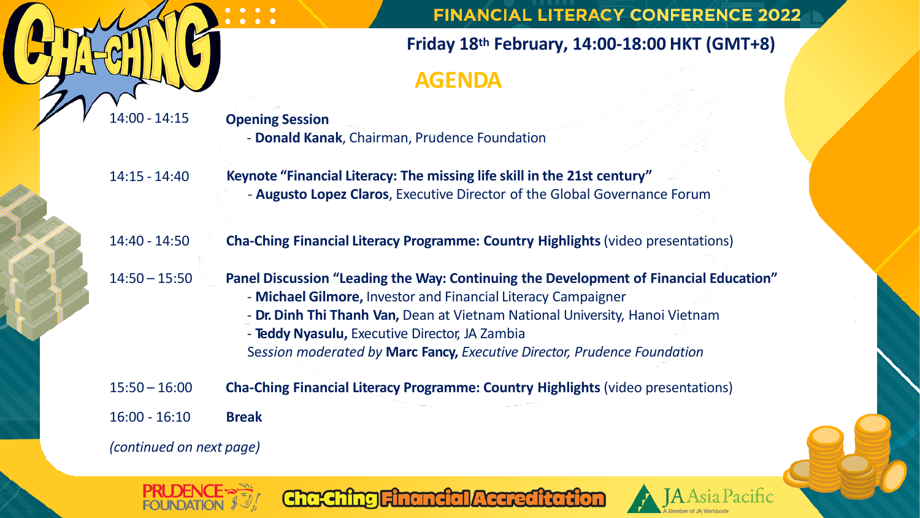# FINANCIAL LITERACY CONFERENCE 2022

**Friday 18th February, 14:00-18:00 HKT (GMT+8)**

## AGENDA

| | |
|---|---|
| 14:00 - 14:15 | **Opening Session**<br>- **Donald Kanak**, Chairman, Prudence Foundation |
| 14:15 - 14:40 | **Keynote "Financial Literacy: The missing life skill in the 21st century"**<br>- **Augusto Lopez Claros**, Executive Director of the Global Governance Forum |
| 14:40 - 14:50 | **Cha-Ching Financial Literacy Programme: Country Highlights** (video presentations) |
| 14:50 – 15:50 | **Panel Discussion "Leading the Way: Continuing the Development of Financial Education"**<br>- **Michael Gilmore,** Investor and Financial Literacy Campaigner<br>- **Dr. Dinh Thi Thanh Van,** Dean at Vietnam National University, Hanoi Vietnam<br>- **Teddy Nyasulu,** Executive Director, JA Zambia<br>*Session moderated by* **Marc Fancy,** *Executive Director, Prudence Foundation* |
| 15:50 – 16:00 | **Cha-Ching Financial Literacy Programme: Country Highlights** (video presentations) |
| 16:00 - 16:10 | **Break** |

*(continued on next page)*

PRUDENCE FOUNDATION | Cha-Ching Financial Accreditation | JA Asia Pacific – A Member of JA Worldwide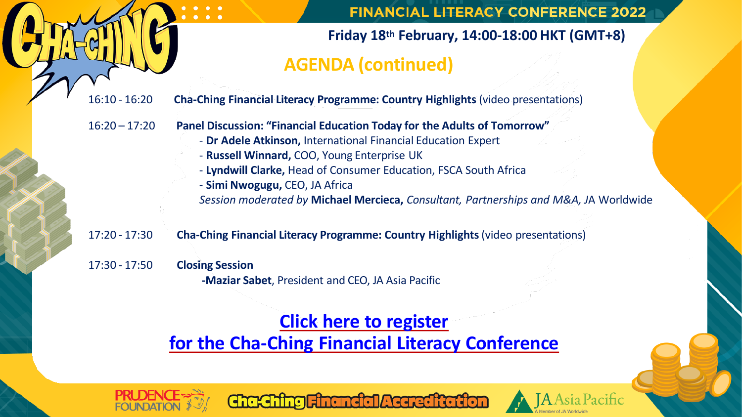# FINANCIAL LITERACY CONFERENCE 2022

**Friday 18th February, 14:00-18:00 HKT (GMT+8)**

## AGENDA (continued)

16:10 - 16:20 **Cha-Ching Financial Literacy Programme: Country Highlights** (video presentations)

16:20 – 17:20 **Panel Discussion: "Financial Education Today for the Adults of Tomorrow"**

- **Dr Adele Atkinson,** International Financial Education Expert
- **Russell Winnard,** COO, Young Enterprise UK
- **Lyndwill Clarke,** Head of Consumer Education, FSCA South Africa
- **Simi Nwogugu,** CEO, JA Africa

*Session moderated by* **Michael Mercieca,** *Consultant, Partnerships and M&A,* JA Worldwide

17:20 - 17:30 **Cha-Ching Financial Literacy Programme: Country Highlights** (video presentations)

17:30 - 17:50 **Closing Session**

-**Maziar Sabet**, President and CEO, JA Asia Pacific

**Click here to register for the Cha-Ching Financial Literacy Conference**

PRUDENCE FOUNDATION | Cha-Ching Financial Accreditation | JA Asia Pacific — A Member of JA Worldwide